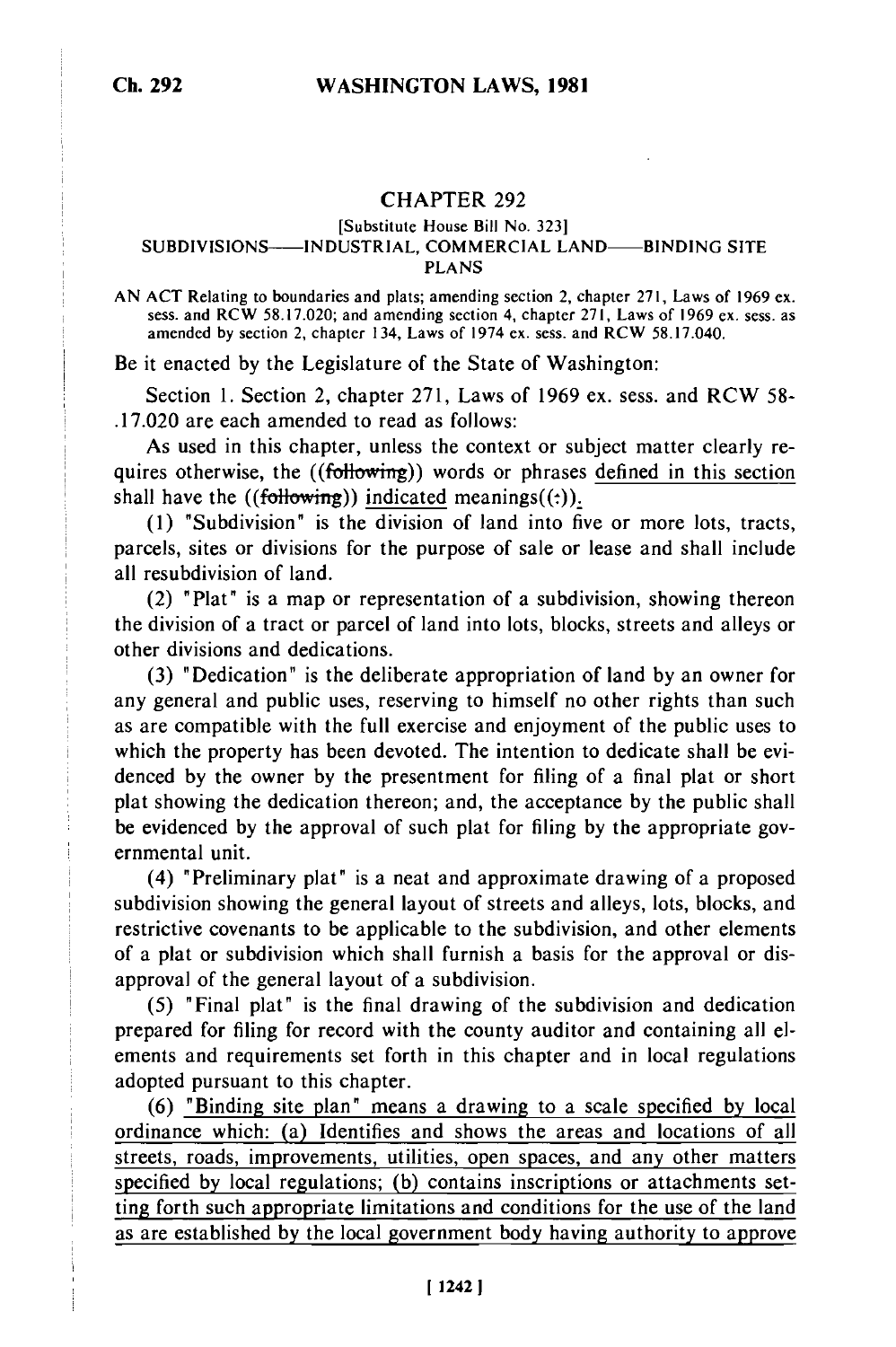# CHAPTER 292

[Substitute House Bill No. 323]

SUBDIVISIONS—INDUSTRIAL, COMMERCIAL LAND—BINDING SITE PLANS

AN ACT Relating to boundaries and plats; amending section 2, chapter 271, Laws of 1969 ex. sess. and RCW 58.17.020; and amending section 4, chapter 271, Laws of 1969 ex. sess. as amended by section 2, chapter 134, Laws of 1974 ex. sess. and RCW 58.17.040.

Be it enacted by the Legislature of the State of Washington:

Section 1. Section 2, chapter 271, Laws of 1969 ex. sess. and RCW 58-.17.020 are each amended to read as follows:

As used in this chapter, unless the context or subject matter clearly requires otherwise, the ((~~following~~)) words or phrases defined in this section shall have the ((~~following~~)) indicated meanings((:)).

(1) "Subdivision" is the division of land into five or more lots, tracts, parcels, sites or divisions for the purpose of sale or lease and shall include all resubdivision of land.

(2) "Plat" is a map or representation of a subdivision, showing thereon the division of a tract or parcel of land into lots, blocks, streets and alleys or other divisions and dedications.

(3) "Dedication" is the deliberate appropriation of land by an owner for any general and public uses, reserving to himself no other rights than such as are compatible with the full exercise and enjoyment of the public uses to which the property has been devoted. The intention to dedicate shall be evidenced by the owner by the presentment for filing of a final plat or short plat showing the dedication thereon; and, the acceptance by the public shall be evidenced by the approval of such plat for filing by the appropriate governmental unit.

(4) "Preliminary plat" is a neat and approximate drawing of a proposed subdivision showing the general layout of streets and alleys, lots, blocks, and restrictive covenants to be applicable to the subdivision, and other elements of a plat or subdivision which shall furnish a basis for the approval or disapproval of the general layout of a subdivision.

(5) "Final plat" is the final drawing of the subdivision and dedication prepared for filing for record with the county auditor and containing all elements and requirements set forth in this chapter and in local regulations adopted pursuant to this chapter.

(6) "Binding site plan" means a drawing to a scale specified by local ordinance which: (a) Identifies and shows the areas and locations of all streets, roads, improvements, utilities, open spaces, and any other matters specified by local regulations; (b) contains inscriptions or attachments setting forth such appropriate limitations and conditions for the use of the land as are established by the local government body having authority to approve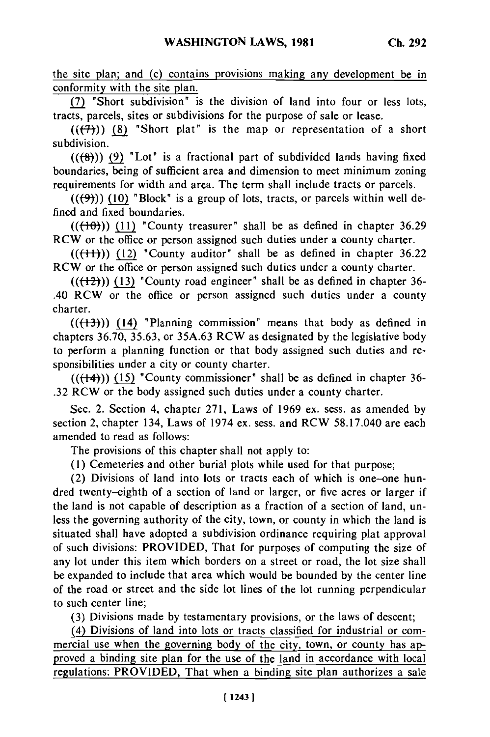the site plan; and (c) contains provisions making any development be in conformity with the site plan.

(7) "Short subdivision" is the division of land into four or less lots, tracts, parcels, sites or subdivisions for the purpose of sale or lease.

(((7))) (8) "Short plat" is the map or representation of a short subdivision.

(((8))) (9) "Lot" is a fractional part of subdivided lands having fixed boundaries, being of sufficient area and dimension to meet minimum zoning requirements for width and area. The term shall include tracts or parcels.

(((9))) (10) "Block" is a group of lots, tracts, or parcels within well defined and fixed boundaries.

(((10))) (11) "County treasurer" shall be as defined in chapter 36.29 RCW or the office or person assigned such duties under a county charter.

(((11))) (12) "County auditor" shall be as defined in chapter 36.22 RCW or the office or person assigned such duties under a county charter.

(((12))) (13) "County road engineer" shall be as defined in chapter 36-.40 RCW or the office or person assigned such duties under a county charter.

(((13))) (14) "Planning commission" means that body as defined in chapters 36.70, 35.63, or 35A.63 RCW as designated by the legislative body to perform a planning function or that body assigned such duties and responsibilities under a city or county charter.

(((14))) (15) "County commissioner" shall be as defined in chapter 36-.32 RCW or the body assigned such duties under a county charter.

Sec. 2. Section 4, chapter 271, Laws of 1969 ex. sess. as amended by section 2, chapter 134, Laws of 1974 ex. sess. and RCW 58.17.040 are each amended to read as follows:

The provisions of this chapter shall not apply to:

(1) Cemeteries and other burial plots while used for that purpose;

(2) Divisions of land into lots or tracts each of which is one-one hundred twenty-eighth of a section of land or larger, or five acres or larger if the land is not capable of description as a fraction of a section of land, unless the governing authority of the city, town, or county in which the land is situated shall have adopted a subdivision ordinance requiring plat approval of such divisions: PROVIDED, That for purposes of computing the size of any lot under this item which borders on a street or road, the lot size shall be expanded to include that area which would be bounded by the center line of the road or street and the side lot lines of the lot running perpendicular to such center line;

(3) Divisions made by testamentary provisions, or the laws of descent;

(4) Divisions of land into lots or tracts classified for industrial or commercial use when the governing body of the city, town, or county has approved a binding site plan for the use of the land in accordance with local regulations: PROVIDED, That when a binding site plan authorizes a sale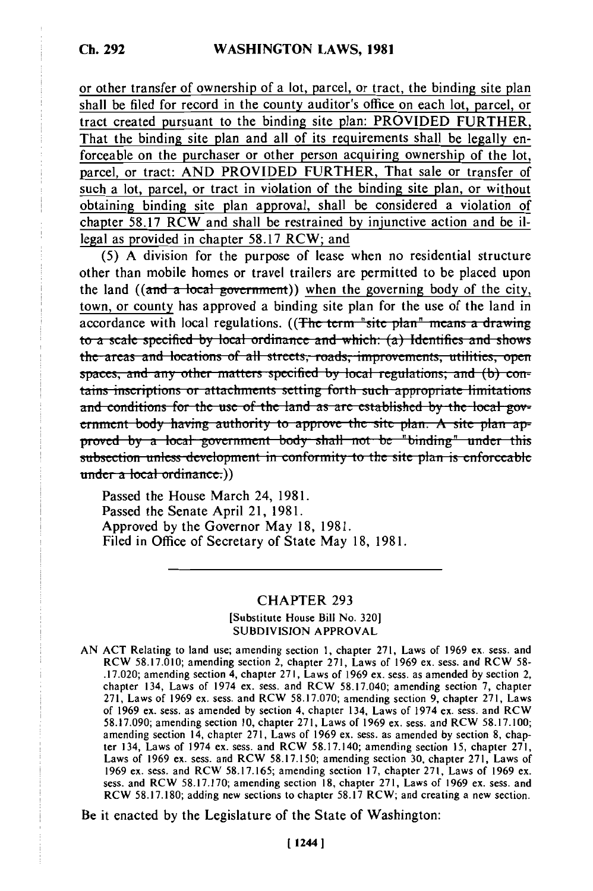or other transfer of ownership of a lot, parcel, or tract, the binding site plan shall be filed for record in the county auditor's office on each lot, parcel, or tract created pursuant to the binding site plan: PROVIDED FURTHER, That the binding site plan and all of its requirements shall be legally enforceable on the purchaser or other person acquiring ownership of the lot, parcel, or tract: AND PROVIDED FURTHER, That sale or transfer of such a lot, parcel, or tract in violation of the binding site plan, or without obtaining binding site plan approval, shall be considered a violation of chapter 58.17 RCW and shall be restrained by injunctive action and be illegal as provided in chapter 58.17 RCW; and

(5) A division for the purpose of lease when no residential structure other than mobile homes or travel trailers are permitted to be placed upon the land ((~~and a local government~~)) when the governing body of the city, town, or county has approved a binding site plan for the use of the land in accordance with local regulations. ((~~The term "site plan" means a drawing to a scale specified by local ordinance and which: (a) Identifies and shows the areas and locations of all streets, roads, improvements, utilities, open spaces, and any other matters specified by local regulations; and (b) contains inscriptions or attachments setting forth such appropriate limitations and conditions for the use of the land as are established by the local government body having authority to approve the site plan. A site plan approved by a local government body shall not be "binding" under this subsection unless development in conformity to the site plan is enforceable under a local ordinance.~~))

Passed the House March 24, 1981.
Passed the Senate April 21, 1981.
Approved by the Governor May 18, 1981.
Filed in Office of Secretary of State May 18, 1981.

---

## CHAPTER 293

[Substitute House Bill No. 320]

SUBDIVISION APPROVAL

AN ACT Relating to land use; amending section 1, chapter 271, Laws of 1969 ex. sess. and RCW 58.17.010; amending section 2, chapter 271, Laws of 1969 ex. sess. and RCW 58-.17.020; amending section 4, chapter 271, Laws of 1969 ex. sess. as amended by section 2, chapter 134, Laws of 1974 ex. sess. and RCW 58.17.040; amending section 7, chapter 271, Laws of 1969 ex. sess. and RCW 58.17.070; amending section 9, chapter 271, Laws of 1969 ex. sess. as amended by section 4, chapter 134, Laws of 1974 ex. sess. and RCW 58.17.090; amending section 10, chapter 271, Laws of 1969 ex. sess. and RCW 58.17.100; amending section 14, chapter 271, Laws of 1969 ex. sess. as amended by section 8, chapter 134, Laws of 1974 ex. sess. and RCW 58.17.140; amending section 15, chapter 271, Laws of 1969 ex. sess. and RCW 58.17.150; amending section 30, chapter 271, Laws of 1969 ex. sess. and RCW 58.17.165; amending section 17, chapter 271, Laws of 1969 ex. sess. and RCW 58.17.170; amending section 18, chapter 271, Laws of 1969 ex. sess. and RCW 58.17.180; adding new sections to chapter 58.17 RCW; and creating a new section.

Be it enacted by the Legislature of the State of Washington: